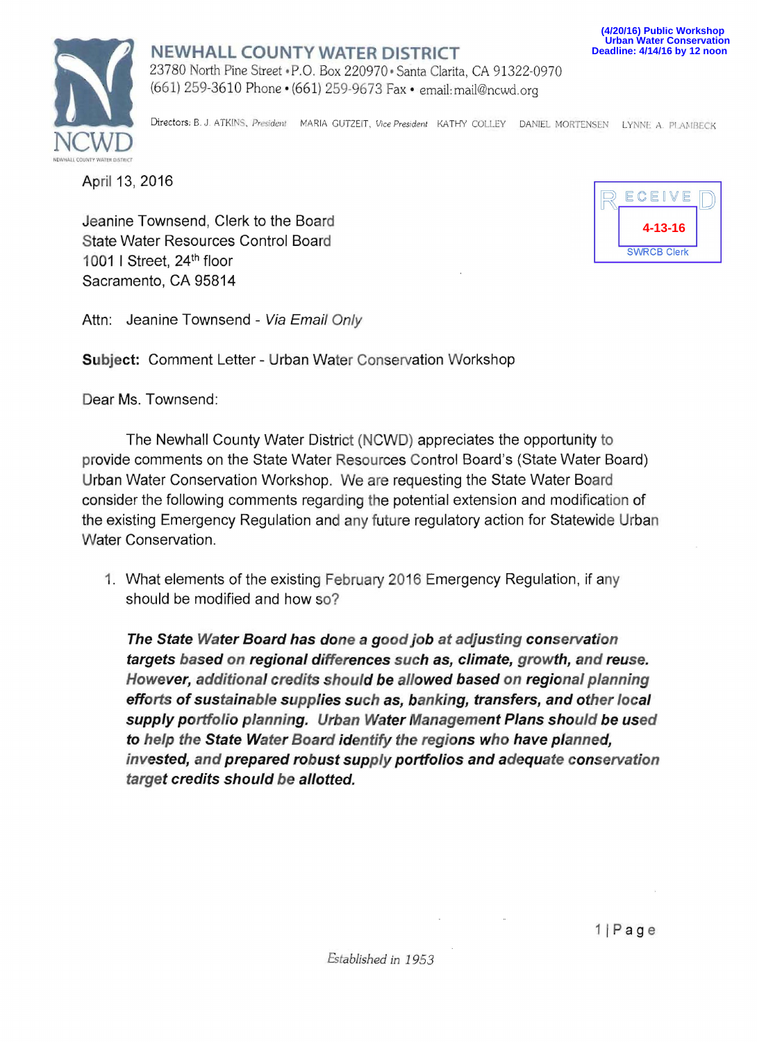**(4/20/16) Public Workshop**
**Urban Water Conservation**
**Deadline: 4/14/16 by 12 noon**

# NEWHALL COUNTY WATER DISTRICT

23780 North Pine Street • P.O. Box 220970 • Santa Clarita, CA 91322-0970
(661) 259-3610 Phone • (661) 259-9673 Fax • email: mail@ncwd.org

Directors: B. J. ATKINS, *President* MARIA GUTZEIT, *Vice President* KATHY COLLEY DANIEL MORTENSEN LYNNE A. PLAMBECK

RECEIVED
4-13-16
SWRCB Clerk

April 13, 2016

Jeanine Townsend, Clerk to the Board
State Water Resources Control Board
1001 I Street, 24th floor
Sacramento, CA 95814

Attn: Jeanine Townsend - *Via Email Only*

**Subject:** Comment Letter - Urban Water Conservation Workshop

Dear Ms. Townsend:

The Newhall County Water District (NCWD) appreciates the opportunity to provide comments on the State Water Resources Control Board's (State Water Board) Urban Water Conservation Workshop. We are requesting the State Water Board consider the following comments regarding the potential extension and modification of the existing Emergency Regulation and any future regulatory action for Statewide Urban Water Conservation.

1. What elements of the existing February 2016 Emergency Regulation, if any should be modified and how so?

   ***The State Water Board has done a good job at adjusting conservation targets based on regional differences such as, climate, growth, and reuse. However, additional credits should be allowed based on regional planning efforts of sustainable supplies such as, banking, transfers, and other local supply portfolio planning. Urban Water Management Plans should be used to help the State Water Board identify the regions who have planned, invested, and prepared robust supply portfolios and adequate conservation target credits should be allotted.***

*Established in 1953*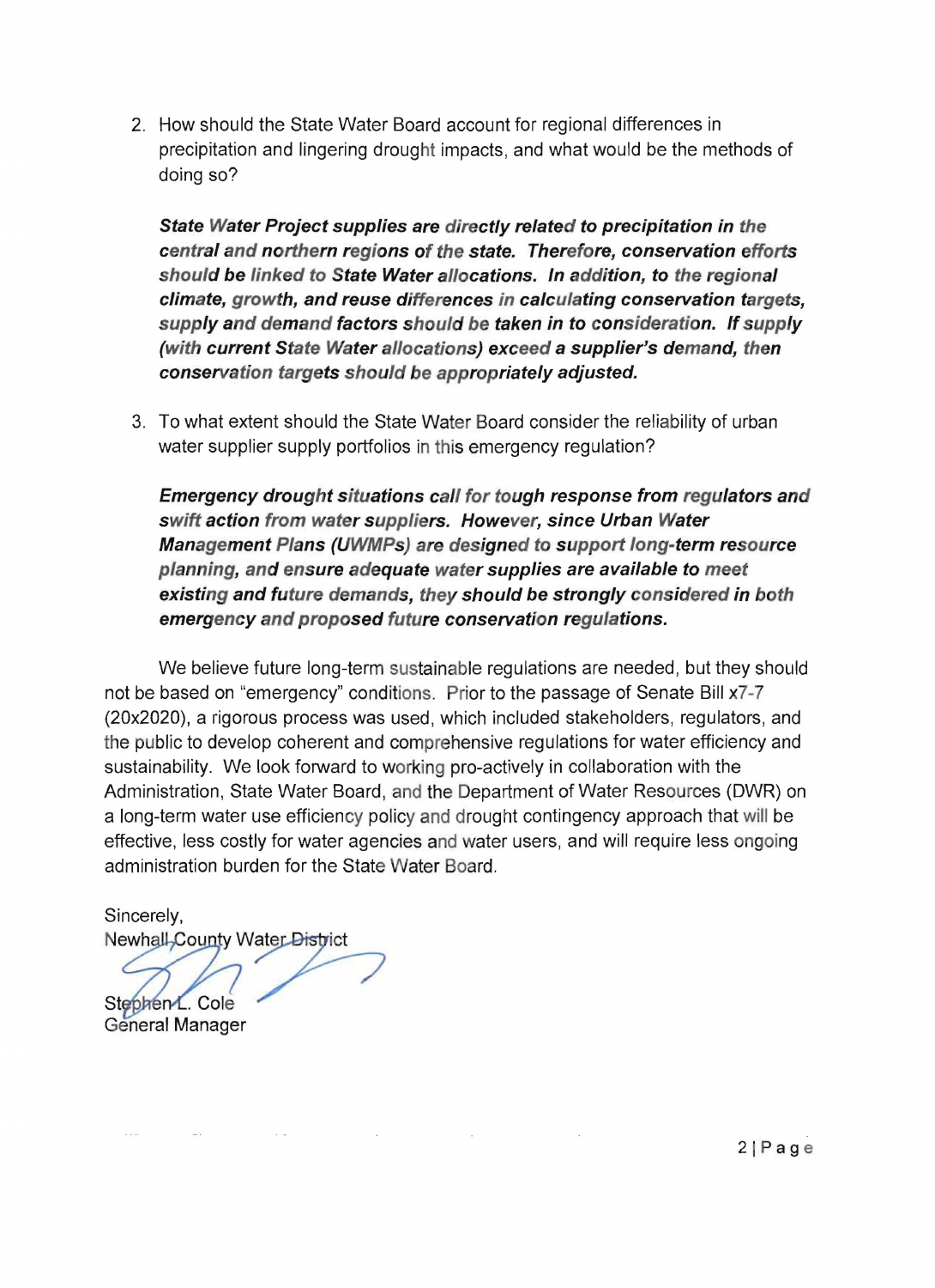2. How should the State Water Board account for regional differences in precipitation and lingering drought impacts, and what would be the methods of doing so?

   ***State Water Project supplies are directly related to precipitation in the central and northern regions of the state. Therefore, conservation efforts should be linked to State Water allocations. In addition, to the regional climate, growth, and reuse differences in calculating conservation targets, supply and demand factors should be taken in to consideration. If supply (with current State Water allocations) exceed a supplier's demand, then conservation targets should be appropriately adjusted.***

3. To what extent should the State Water Board consider the reliability of urban water supplier supply portfolios in this emergency regulation?

   ***Emergency drought situations call for tough response from regulators and swift action from water suppliers. However, since Urban Water Management Plans (UWMPs) are designed to support long-term resource planning, and ensure adequate water supplies are available to meet existing and future demands, they should be strongly considered in both emergency and proposed future conservation regulations.***

We believe future long-term sustainable regulations are needed, but they should not be based on "emergency" conditions. Prior to the passage of Senate Bill x7-7 (20x2020), a rigorous process was used, which included stakeholders, regulators, and the public to develop coherent and comprehensive regulations for water efficiency and sustainability. We look forward to working pro-actively in collaboration with the Administration, State Water Board, and the Department of Water Resources (DWR) on a long-term water use efficiency policy and drought contingency approach that will be effective, less costly for water agencies and water users, and will require less ongoing administration burden for the State Water Board.

Sincerely,
Newhall County Water District

Stephen L. Cole
General Manager